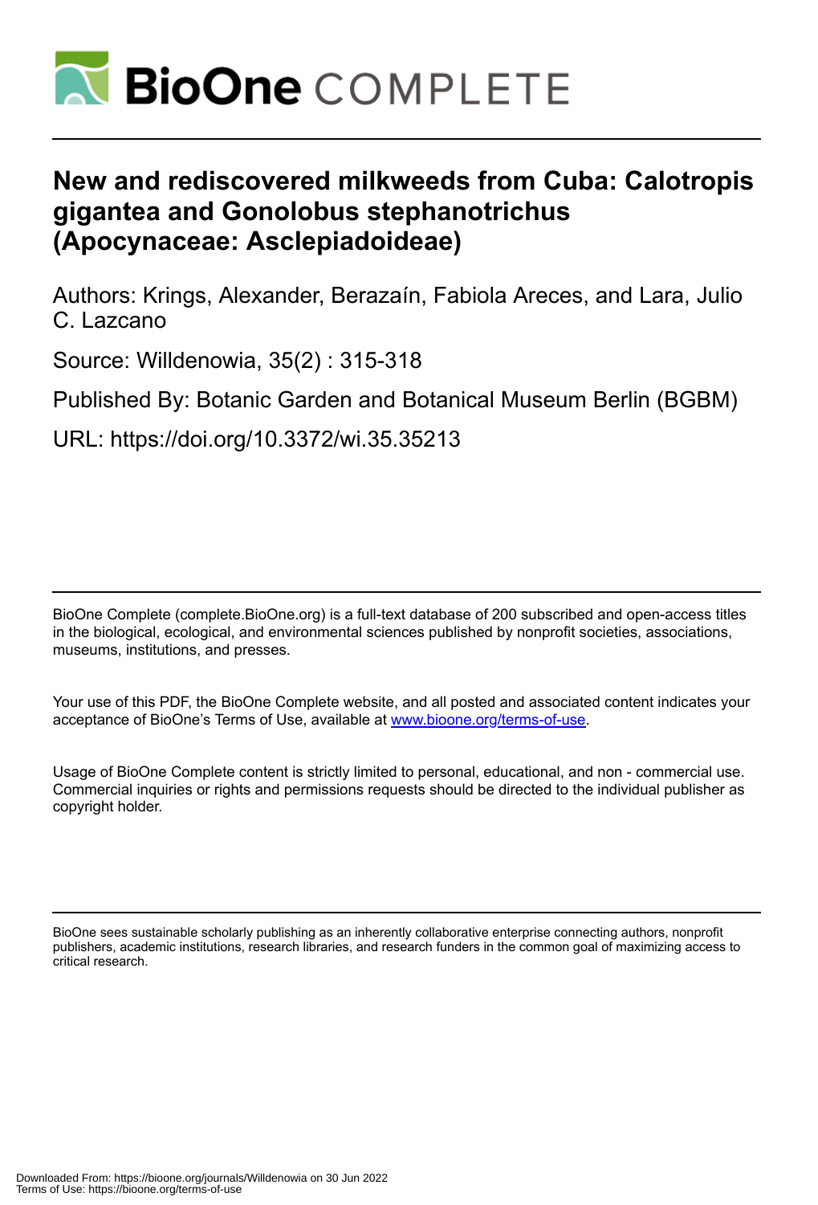# New and rediscovered milkweeds from Cuba: Calotropis gigantea and Gonolobus stephanotrichus (Apocynaceae: Asclepiadoideae)

Authors: Krings, Alexander, Berazaín, Fabiola Areces, and Lara, Julio C. Lazcano

Source: Willdenowia, 35(2) : 315-318

Published By: Botanic Garden and Botanical Museum Berlin (BGBM)

URL: https://doi.org/10.3372/wi.35.35213

---

BioOne Complete (complete.BioOne.org) is a full-text database of 200 subscribed and open-access titles in the biological, ecological, and environmental sciences published by nonprofit societies, associations, museums, institutions, and presses.

Your use of this PDF, the BioOne Complete website, and all posted and associated content indicates your acceptance of BioOne's Terms of Use, available at www.bioone.org/terms-of-use.

Usage of BioOne Complete content is strictly limited to personal, educational, and non - commercial use. Commercial inquiries or rights and permissions requests should be directed to the individual publisher as copyright holder.

---

BioOne sees sustainable scholarly publishing as an inherently collaborative enterprise connecting authors, nonprofit publishers, academic institutions, research libraries, and research funders in the common goal of maximizing access to critical research.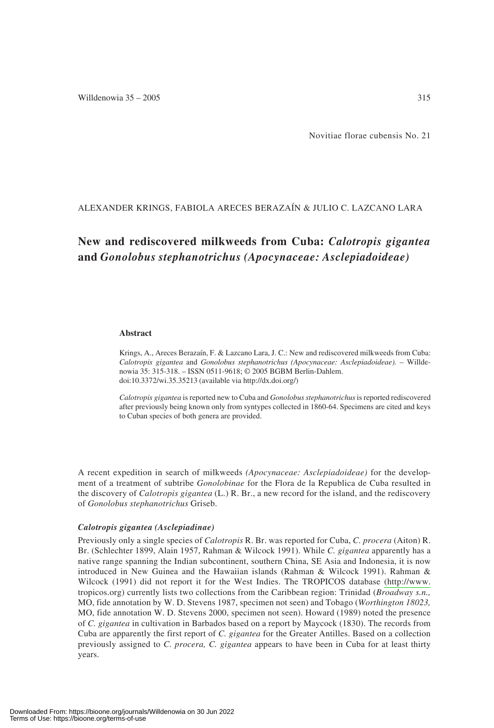Novitiae florae cubensis No. 21

ALEXANDER KRINGS, FABIOLA ARECES BERAZAÍN & JULIO C. LAZCANO LARA

# New and rediscovered milkweeds from Cuba: *Calotropis gigantea* and *Gonolobus stephanotrichus (Apocynaceae: Asclepiadoideae)*

### Abstract

Krings, A., Areces Berazaín, F. & Lazcano Lara, J. C.: New and rediscovered milkweeds from Cuba: *Calotropis gigantea* and *Gonolobus stephanotrichus (Apocynaceae: Asclepiadoideae).* – Willdenowia 35: 315-318. – ISSN 0511-9618; © 2005 BGBM Berlin-Dahlem.
doi:10.3372/wi.35.35213 (available via http://dx.doi.org/)

*Calotropis gigantea* is reported new to Cuba and *Gonolobus stephanotrichus* is reported rediscovered after previously being known only from syntypes collected in 1860-64. Specimens are cited and keys to Cuban species of both genera are provided.

A recent expedition in search of milkweeds *(Apocynaceae: Asclepiadoideae)* for the development of a treatment of subtribe *Gonolobinae* for the Flora de la Republica de Cuba resulted in the discovery of *Calotropis gigantea* (L.) R. Br., a new record for the island, and the rediscovery of *Gonolobus stephanotrichus* Griseb.

### *Calotropis gigantea (Asclepiadinae)*

Previously only a single species of *Calotropis* R. Br. was reported for Cuba, *C. procera* (Aiton) R. Br. (Schlechter 1899, Alain 1957, Rahman & Wilcock 1991). While *C. gigantea* apparently has a native range spanning the Indian subcontinent, southern China, SE Asia and Indonesia, it is now introduced in New Guinea and the Hawaiian islands (Rahman & Wilcock 1991). Rahman & Wilcock (1991) did not report it for the West Indies. The TROPICOS database (http://www.tropicos.org) currently lists two collections from the Caribbean region: Trinidad (*Broadway s.n.,* MO, fide annotation by W. D. Stevens 1987, specimen not seen) and Tobago (*Worthington 18023,* MO, fide annotation W. D. Stevens 2000, specimen not seen). Howard (1989) noted the presence of *C. gigantea* in cultivation in Barbados based on a report by Maycock (1830). The records from Cuba are apparently the first report of *C. gigantea* for the Greater Antilles. Based on a collection previously assigned to *C. procera, C. gigantea* appears to have been in Cuba for at least thirty years.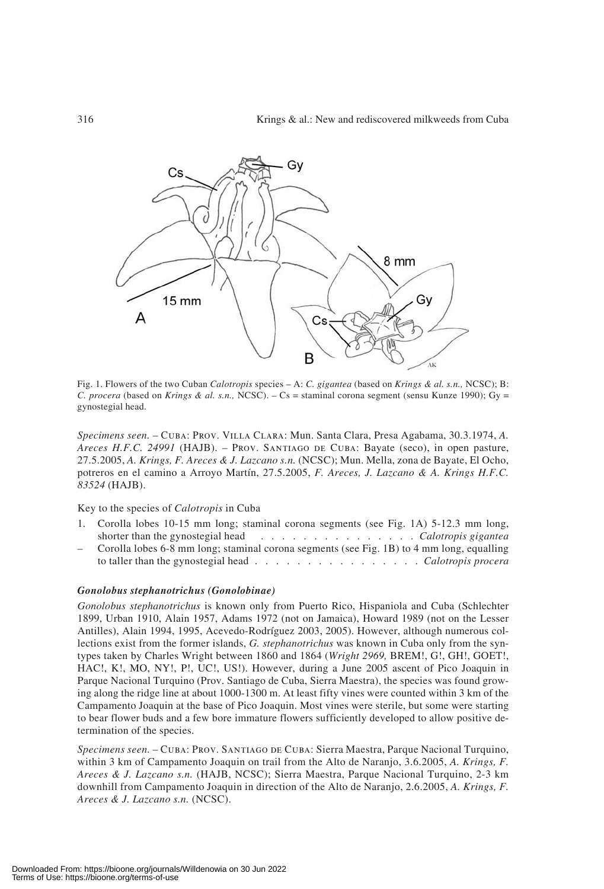Cs

Gy

8 mm

Gy

15 mm

A

Cs

B

AK

Fig. 1. Flowers of the two Cuban *Calotropis* species – A: *C. gigantea* (based on *Krings & al. s.n.,* NCSC); B: *C. procera* (based on *Krings & al. s.n.,* NCSC). – Cs = staminal corona segment (sensu Kunze 1990); Gy = gynostegial head.

*Specimens seen.* – Cuba: Prov. Villa Clara: Mun. Santa Clara, Presa Agabama, 30.3.1974, *A. Areces H.F.C. 24991* (HAJB). – Prov. Santiago de Cuba: Bayate (seco), in open pasture, 27.5.2005, *A. Krings, F. Areces & J. Lazcano s.n.* (NCSC); Mun. Mella, zona de Bayate, El Ocho, potreros en el camino a Arroyo Martín, 27.5.2005, *F. Areces, J. Lazcano & A. Krings H.F.C. 83524* (HAJB).

Key to the species of *Calotropis* in Cuba

1. Corolla lobes 10-15 mm long; staminal corona segments (see Fig. 1A) 5-12.3 mm long, shorter than the gynostegial head . . . . . . . . . . . . . . . . *Calotropis gigantea*
– Corolla lobes 6-8 mm long; staminal corona segments (see Fig. 1B) to 4 mm long, equalling to taller than the gynostegial head . . . . . . . . . . . . . . . . . *Calotropis procera*

### *Gonolobus stephanotrichus (Gonolobinae)*

*Gonolobus stephanotrichus* is known only from Puerto Rico, Hispaniola and Cuba (Schlechter 1899, Urban 1910, Alain 1957, Adams 1972 (not on Jamaica), Howard 1989 (not on the Lesser Antilles), Alain 1994, 1995, Acevedo-Rodríguez 2003, 2005). However, although numerous collections exist from the former islands, *G. stephanotrichus* was known in Cuba only from the syntypes taken by Charles Wright between 1860 and 1864 (*Wright 2969,* BREM!, G!, GH!, GOET!, HAC!, K!, MO, NY!, P!, UC!, US!). However, during a June 2005 ascent of Pico Joaquin in Parque Nacional Turquino (Prov. Santiago de Cuba, Sierra Maestra), the species was found growing along the ridge line at about 1000-1300 m. At least fifty vines were counted within 3 km of the Campamento Joaquin at the base of Pico Joaquin. Most vines were sterile, but some were starting to bear flower buds and a few bore immature flowers sufficiently developed to allow positive determination of the species.

*Specimens seen.* – Cuba: Prov. Santiago de Cuba: Sierra Maestra, Parque Nacional Turquino, within 3 km of Campamento Joaquin on trail from the Alto de Naranjo, 3.6.2005, *A. Krings, F. Areces & J. Lazcano s.n.* (HAJB, NCSC); Sierra Maestra, Parque Nacional Turquino, 2-3 km downhill from Campamento Joaquin in direction of the Alto de Naranjo, 2.6.2005, *A. Krings, F. Areces & J. Lazcano s.n.* (NCSC).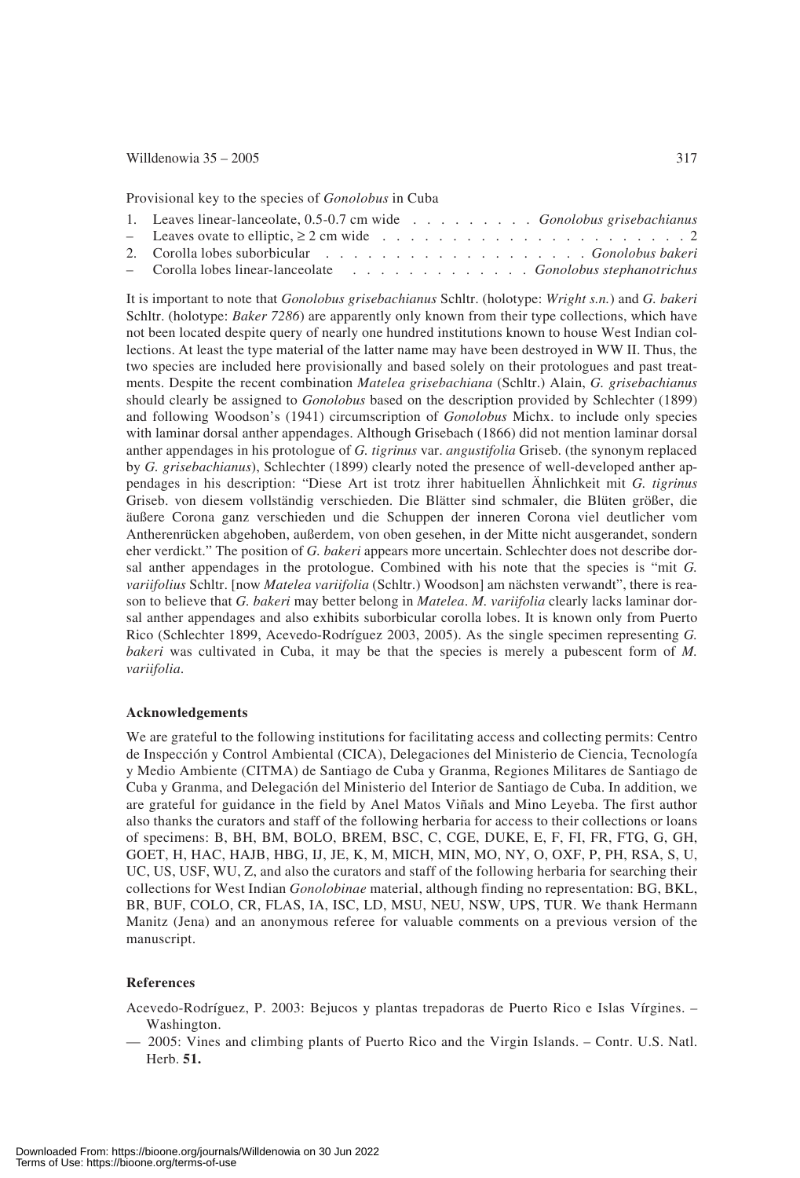Provisional key to the species of *Gonolobus* in Cuba

1. Leaves linear-lanceolate, 0.5-0.7 cm wide . . . . . . . . . *Gonolobus grisebachianus*
– Leaves ovate to elliptic, ≥ 2 cm wide . . . . . . . . . . . . . . . . . . . . . . 2
2. Corolla lobes suborbicular . . . . . . . . . . . . . . . . . . *Gonolobus bakeri*
– Corolla lobes linear-lanceolate . . . . . . . . . . . . . *Gonolobus stephanotrichus*

It is important to note that *Gonolobus grisebachianus* Schltr. (holotype: *Wright s.n.*) and *G. bakeri* Schltr. (holotype: *Baker 7286*) are apparently only known from their type collections, which have not been located despite query of nearly one hundred institutions known to house West Indian collections. At least the type material of the latter name may have been destroyed in WW II. Thus, the two species are included here provisionally and based solely on their protologues and past treatments. Despite the recent combination *Matelea grisebachiana* (Schltr.) Alain, *G. grisebachianus* should clearly be assigned to *Gonolobus* based on the description provided by Schlechter (1899) and following Woodson's (1941) circumscription of *Gonolobus* Michx. to include only species with laminar dorsal anther appendages. Although Grisebach (1866) did not mention laminar dorsal anther appendages in his protologue of *G. tigrinus* var. *angustifolia* Griseb. (the synonym replaced by *G. grisebachianus*), Schlechter (1899) clearly noted the presence of well-developed anther appendages in his description: "Diese Art ist trotz ihrer habituellen Ähnlichkeit mit *G. tigrinus* Griseb. von diesem vollständig verschieden. Die Blätter sind schmaler, die Blüten größer, die äußere Corona ganz verschieden und die Schuppen der inneren Corona viel deutlicher vom Antherenrücken abgehoben, außerdem, von oben gesehen, in der Mitte nicht ausgerandet, sondern eher verdickt." The position of *G. bakeri* appears more uncertain. Schlechter does not describe dorsal anther appendages in the protologue. Combined with his note that the species is "mit *G. variifolius* Schltr. [now *Matelea variifolia* (Schltr.) Woodson] am nächsten verwandt", there is reason to believe that *G. bakeri* may better belong in *Matelea*. *M. variifolia* clearly lacks laminar dorsal anther appendages and also exhibits suborbicular corolla lobes. It is known only from Puerto Rico (Schlechter 1899, Acevedo-Rodríguez 2003, 2005). As the single specimen representing *G. bakeri* was cultivated in Cuba, it may be that the species is merely a pubescent form of *M. variifolia*.

### Acknowledgements

We are grateful to the following institutions for facilitating access and collecting permits: Centro de Inspección y Control Ambiental (CICA), Delegaciones del Ministerio de Ciencia, Tecnología y Medio Ambiente (CITMA) de Santiago de Cuba y Granma, Regiones Militares de Santiago de Cuba y Granma, and Delegación del Ministerio del Interior de Santiago de Cuba. In addition, we are grateful for guidance in the field by Anel Matos Viñals and Mino Leyeba. The first author also thanks the curators and staff of the following herbaria for access to their collections or loans of specimens: B, BH, BM, BOLO, BREM, BSC, C, CGE, DUKE, E, F, FI, FR, FTG, G, GH, GOET, H, HAC, HAJB, HBG, IJ, JE, K, M, MICH, MIN, MO, NY, O, OXF, P, PH, RSA, S, U, UC, US, USF, WU, Z, and also the curators and staff of the following herbaria for searching their collections for West Indian *Gonolobinae* material, although finding no representation: BG, BKL, BR, BUF, COLO, CR, FLAS, IA, ISC, LD, MSU, NEU, NSW, UPS, TUR. We thank Hermann Manitz (Jena) and an anonymous referee for valuable comments on a previous version of the manuscript.

### References

Acevedo-Rodríguez, P. 2003: Bejucos y plantas trepadoras de Puerto Rico e Islas Vírgines. – Washington.

— 2005: Vines and climbing plants of Puerto Rico and the Virgin Islands. – Contr. U.S. Natl. Herb. **51.**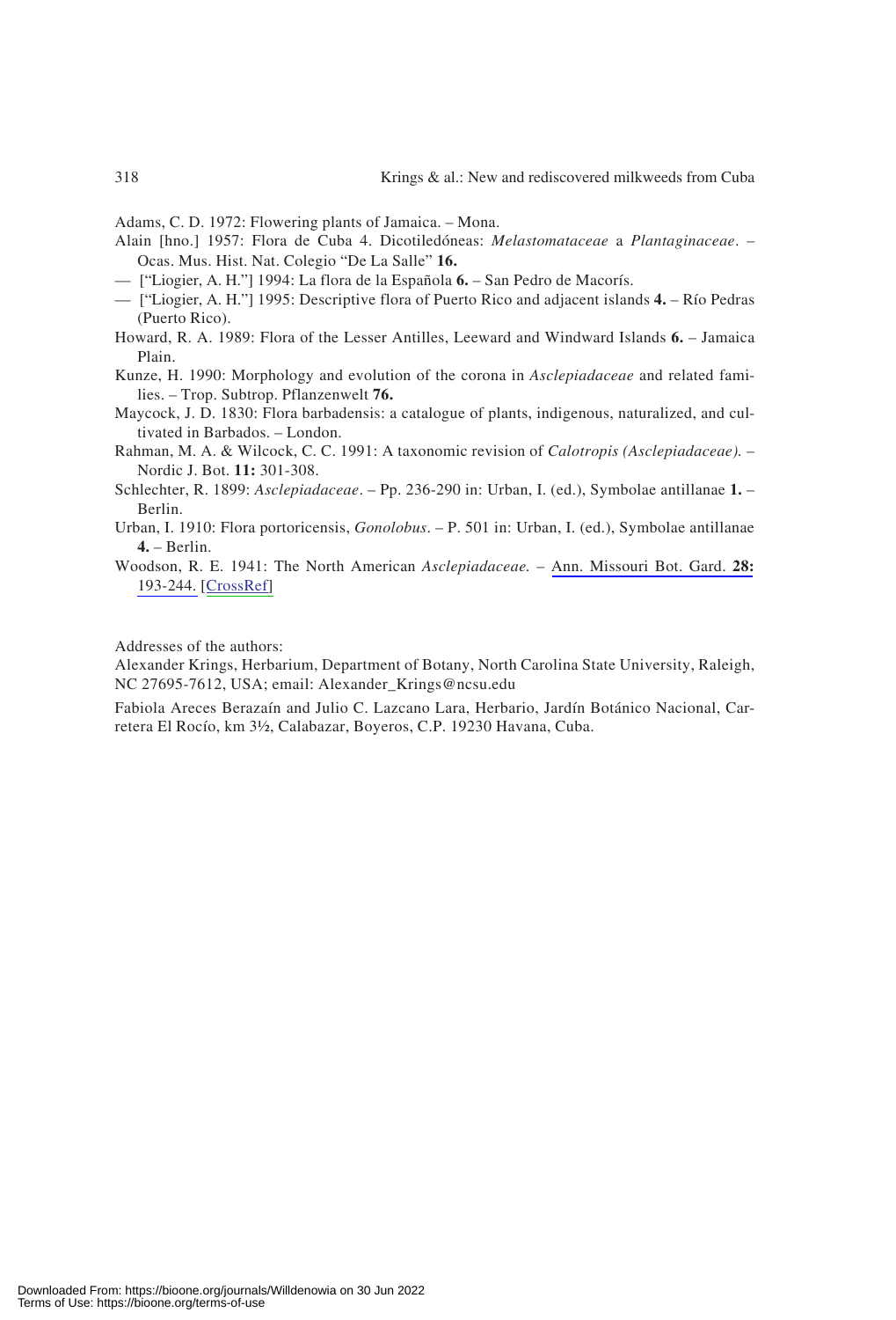Adams, C. D. 1972: Flowering plants of Jamaica. – Mona.

Alain [hno.] 1957: Flora de Cuba 4. Dicotiledóneas: *Melastomataceae* a *Plantaginaceae*. – Ocas. Mus. Hist. Nat. Colegio "De La Salle" **16.**

— ["Liogier, A. H."] 1994: La flora de la Española **6.** – San Pedro de Macorís.

— ["Liogier, A. H."] 1995: Descriptive flora of Puerto Rico and adjacent islands **4.** – Río Pedras (Puerto Rico).

Howard, R. A. 1989: Flora of the Lesser Antilles, Leeward and Windward Islands **6.** – Jamaica Plain.

Kunze, H. 1990: Morphology and evolution of the corona in *Asclepiadaceae* and related families. – Trop. Subtrop. Pflanzenwelt **76.**

Maycock, J. D. 1830: Flora barbadensis: a catalogue of plants, indigenous, naturalized, and cultivated in Barbados. – London.

Rahman, M. A. & Wilcock, C. C. 1991: A taxonomic revision of *Calotropis (Asclepiadaceae).* – Nordic J. Bot. **11:** 301-308.

Schlechter, R. 1899: *Asclepiadaceae*. – Pp. 236-290 in: Urban, I. (ed.), Symbolae antillanae **1.** – Berlin.

Urban, I. 1910: Flora portoricensis, *Gonolobus*. – P. 501 in: Urban, I. (ed.), Symbolae antillanae **4.** – Berlin.

Woodson, R. E. 1941: The North American *Asclepiadaceae.* – Ann. Missouri Bot. Gard. **28:** 193-244. [CrossRef]

Addresses of the authors:

Alexander Krings, Herbarium, Department of Botany, North Carolina State University, Raleigh, NC 27695-7612, USA; email: Alexander_Krings@ncsu.edu

Fabiola Areces Berazaín and Julio C. Lazcano Lara, Herbario, Jardín Botánico Nacional, Carretera El Rocío, km 3½, Calabazar, Boyeros, C.P. 19230 Havana, Cuba.